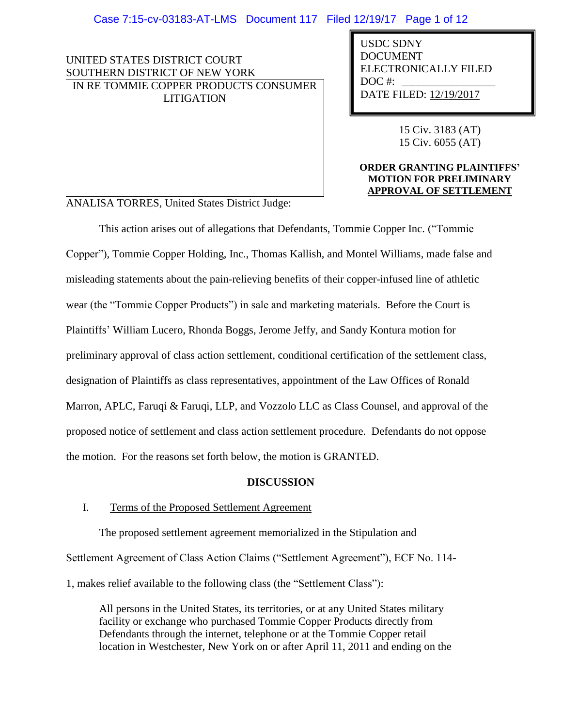UNITED STATES DISTRICT COURT
SOUTHERN DISTRICT OF NEW YORK

IN RE TOMMIE COPPER PRODUCTS CONSUMER LITIGATION

USDC SDNY
DOCUMENT
ELECTRONICALLY FILED
DOC #: \_\_\_\_\_\_\_\_\_\_\_\_\_\_\_\_
DATE FILED: 12/19/2017

15 Civ. 3183 (AT)
15 Civ. 6055 (AT)

**ORDER GRANTING PLAINTIFFS' MOTION FOR PRELIMINARY APPROVAL OF SETTLEMENT**

ANALISA TORRES, United States District Judge:

This action arises out of allegations that Defendants, Tommie Copper Inc. ("Tommie Copper"), Tommie Copper Holding, Inc., Thomas Kallish, and Montel Williams, made false and misleading statements about the pain-relieving benefits of their copper-infused line of athletic wear (the "Tommie Copper Products") in sale and marketing materials. Before the Court is Plaintiffs' William Lucero, Rhonda Boggs, Jerome Jeffy, and Sandy Kontura motion for preliminary approval of class action settlement, conditional certification of the settlement class, designation of Plaintiffs as class representatives, appointment of the Law Offices of Ronald Marron, APLC, Faruqi & Faruqi, LLP, and Vozzolo LLC as Class Counsel, and approval of the proposed notice of settlement and class action settlement procedure. Defendants do not oppose the motion. For the reasons set forth below, the motion is GRANTED.

## DISCUSSION

### I. Terms of the Proposed Settlement Agreement

The proposed settlement agreement memorialized in the Stipulation and Settlement Agreement of Class Action Claims ("Settlement Agreement"), ECF No. 114-1, makes relief available to the following class (the "Settlement Class"):

> All persons in the United States, its territories, or at any United States military facility or exchange who purchased Tommie Copper Products directly from Defendants through the internet, telephone or at the Tommie Copper retail location in Westchester, New York on or after April 11, 2011 and ending on the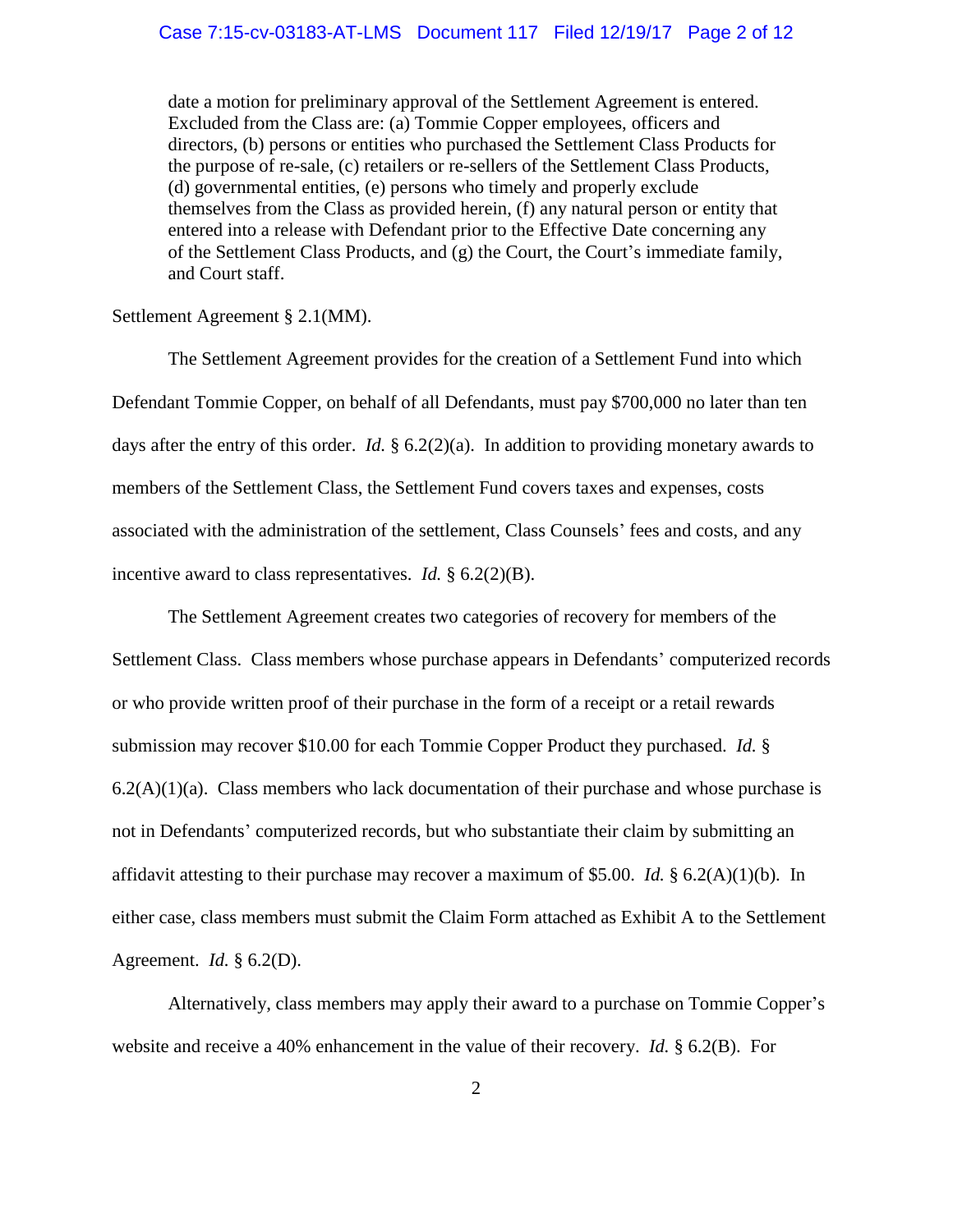> date a motion for preliminary approval of the Settlement Agreement is entered. Excluded from the Class are: (a) Tommie Copper employees, officers and directors, (b) persons or entities who purchased the Settlement Class Products for the purpose of re-sale, (c) retailers or re-sellers of the Settlement Class Products, (d) governmental entities, (e) persons who timely and properly exclude themselves from the Class as provided herein, (f) any natural person or entity that entered into a release with Defendant prior to the Effective Date concerning any of the Settlement Class Products, and (g) the Court, the Court's immediate family, and Court staff.

Settlement Agreement § 2.1(MM).

The Settlement Agreement provides for the creation of a Settlement Fund into which Defendant Tommie Copper, on behalf of all Defendants, must pay $700,000 no later than ten days after the entry of this order. *Id.* § 6.2(2)(a). In addition to providing monetary awards to members of the Settlement Class, the Settlement Fund covers taxes and expenses, costs associated with the administration of the settlement, Class Counsels' fees and costs, and any incentive award to class representatives. *Id.* § 6.2(2)(B).

The Settlement Agreement creates two categories of recovery for members of the Settlement Class. Class members whose purchase appears in Defendants' computerized records or who provide written proof of their purchase in the form of a receipt or a retail rewards submission may recover $10.00 for each Tommie Copper Product they purchased. *Id.* § 6.2(A)(1)(a). Class members who lack documentation of their purchase and whose purchase is not in Defendants' computerized records, but who substantiate their claim by submitting an affidavit attesting to their purchase may recover a maximum of $5.00. *Id.* § 6.2(A)(1)(b). In either case, class members must submit the Claim Form attached as Exhibit A to the Settlement Agreement. *Id.* § 6.2(D).

Alternatively, class members may apply their award to a purchase on Tommie Copper's website and receive a 40% enhancement in the value of their recovery. *Id.* § 6.2(B). For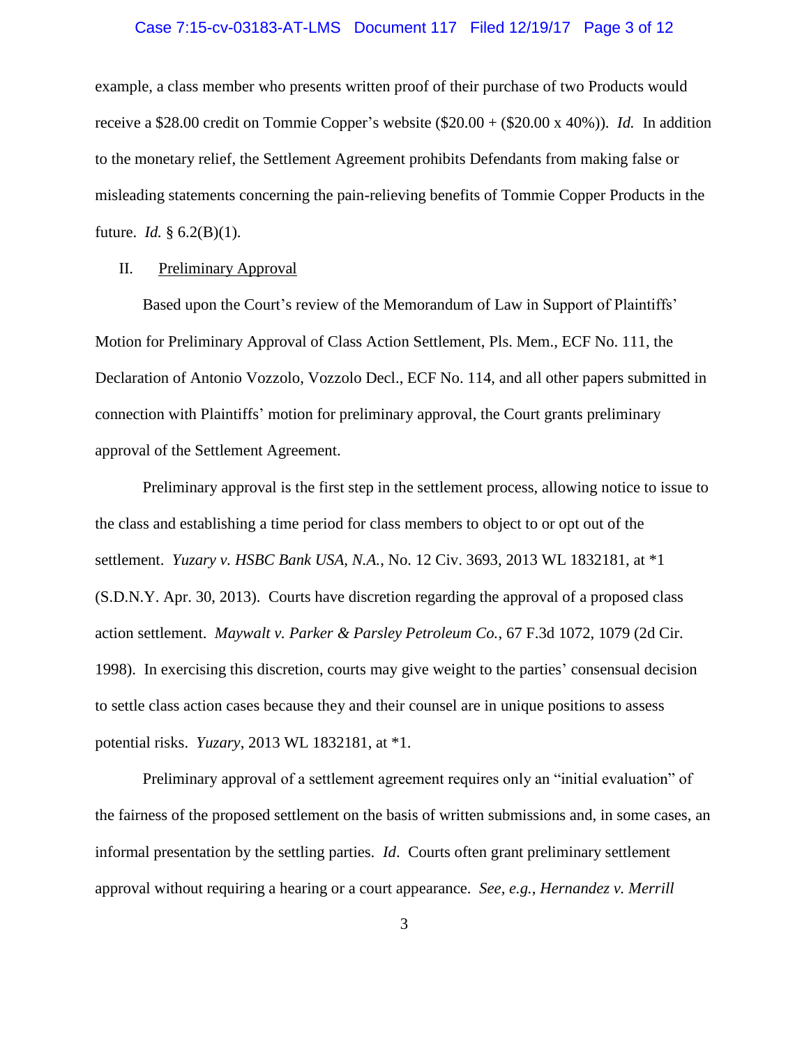example, a class member who presents written proof of their purchase of two Products would receive a $28.00 credit on Tommie Copper's website ($20.00 + ($20.00 x 40%)). *Id.* In addition to the monetary relief, the Settlement Agreement prohibits Defendants from making false or misleading statements concerning the pain-relieving benefits of Tommie Copper Products in the future. *Id.* § 6.2(B)(1).

II. Preliminary Approval

Based upon the Court's review of the Memorandum of Law in Support of Plaintiffs' Motion for Preliminary Approval of Class Action Settlement, Pls. Mem., ECF No. 111, the Declaration of Antonio Vozzolo, Vozzolo Decl., ECF No. 114, and all other papers submitted in connection with Plaintiffs' motion for preliminary approval, the Court grants preliminary approval of the Settlement Agreement.

Preliminary approval is the first step in the settlement process, allowing notice to issue to the class and establishing a time period for class members to object to or opt out of the settlement. *Yuzary v. HSBC Bank USA, N.A.*, No. 12 Civ. 3693, 2013 WL 1832181, at *1 (S.D.N.Y. Apr. 30, 2013). Courts have discretion regarding the approval of a proposed class action settlement. *Maywalt v. Parker & Parsley Petroleum Co.*, 67 F.3d 1072, 1079 (2d Cir. 1998). In exercising this discretion, courts may give weight to the parties' consensual decision to settle class action cases because they and their counsel are in unique positions to assess potential risks. *Yuzary*, 2013 WL 1832181, at *1.

Preliminary approval of a settlement agreement requires only an "initial evaluation" of the fairness of the proposed settlement on the basis of written submissions and, in some cases, an informal presentation by the settling parties. *Id*. Courts often grant preliminary settlement approval without requiring a hearing or a court appearance. *See, e.g.*, *Hernandez v. Merrill*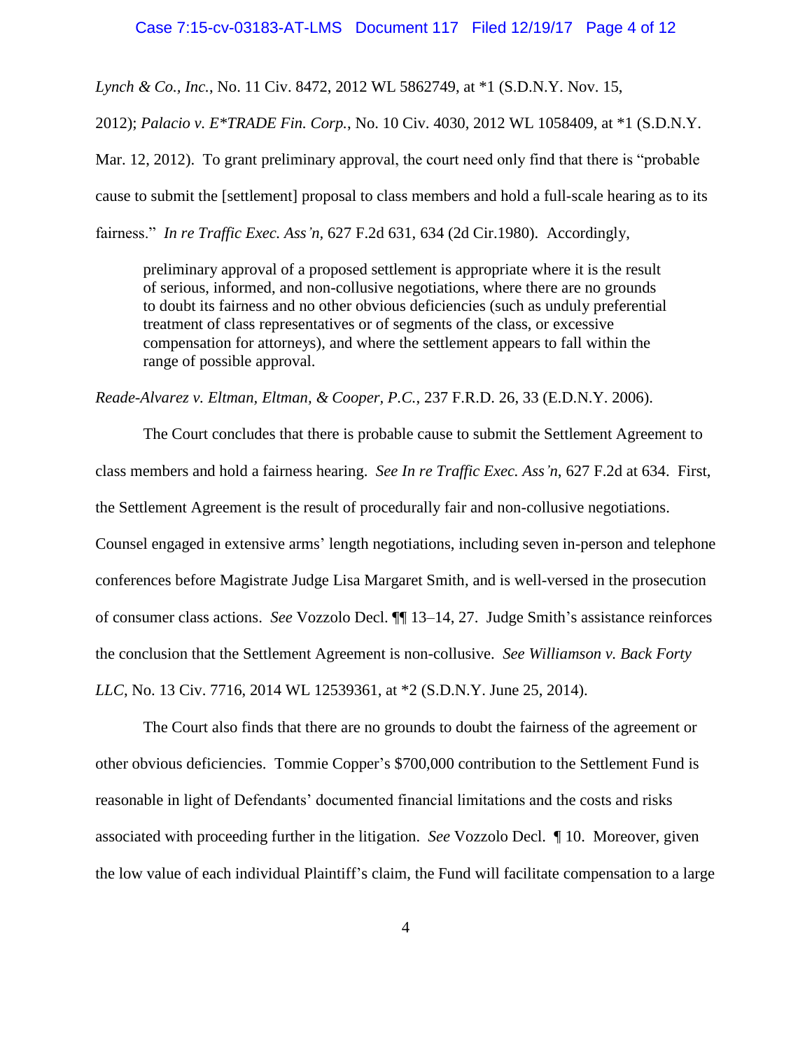*Lynch & Co., Inc.*, No. 11 Civ. 8472, 2012 WL 5862749, at *1 (S.D.N.Y. Nov. 15, 2012); *Palacio v. E*TRADE Fin. Corp.*, No. 10 Civ. 4030, 2012 WL 1058409, at *1 (S.D.N.Y. Mar. 12, 2012). To grant preliminary approval, the court need only find that there is "probable cause to submit the [settlement] proposal to class members and hold a full-scale hearing as to its fairness." *In re Traffic Exec. Ass'n*, 627 F.2d 631, 634 (2d Cir.1980). Accordingly,

> preliminary approval of a proposed settlement is appropriate where it is the result of serious, informed, and non-collusive negotiations, where there are no grounds to doubt its fairness and no other obvious deficiencies (such as unduly preferential treatment of class representatives or of segments of the class, or excessive compensation for attorneys), and where the settlement appears to fall within the range of possible approval.

*Reade-Alvarez v. Eltman, Eltman, & Cooper, P.C.*, 237 F.R.D. 26, 33 (E.D.N.Y. 2006).

The Court concludes that there is probable cause to submit the Settlement Agreement to class members and hold a fairness hearing. *See In re Traffic Exec. Ass'n*, 627 F.2d at 634. First, the Settlement Agreement is the result of procedurally fair and non-collusive negotiations. Counsel engaged in extensive arms' length negotiations, including seven in-person and telephone conferences before Magistrate Judge Lisa Margaret Smith, and is well-versed in the prosecution of consumer class actions. *See* Vozzolo Decl. ¶¶ 13–14, 27. Judge Smith's assistance reinforces the conclusion that the Settlement Agreement is non-collusive. *See Williamson v. Back Forty LLC*, No. 13 Civ. 7716, 2014 WL 12539361, at *2 (S.D.N.Y. June 25, 2014).

The Court also finds that there are no grounds to doubt the fairness of the agreement or other obvious deficiencies. Tommie Copper's $700,000 contribution to the Settlement Fund is reasonable in light of Defendants' documented financial limitations and the costs and risks associated with proceeding further in the litigation. *See* Vozzolo Decl. ¶ 10. Moreover, given the low value of each individual Plaintiff's claim, the Fund will facilitate compensation to a large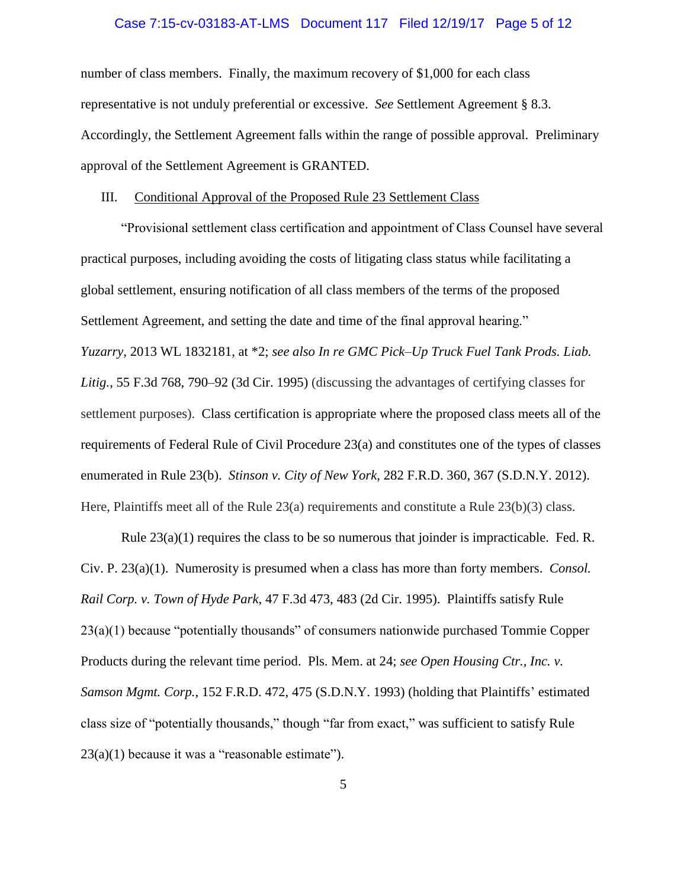number of class members. Finally, the maximum recovery of $1,000 for each class representative is not unduly preferential or excessive. *See* Settlement Agreement § 8.3. Accordingly, the Settlement Agreement falls within the range of possible approval. Preliminary approval of the Settlement Agreement is GRANTED.

III. Conditional Approval of the Proposed Rule 23 Settlement Class

"Provisional settlement class certification and appointment of Class Counsel have several practical purposes, including avoiding the costs of litigating class status while facilitating a global settlement, ensuring notification of all class members of the terms of the proposed Settlement Agreement, and setting the date and time of the final approval hearing." *Yuzarry*, 2013 WL 1832181, at *2; *see also In re GMC Pick–Up Truck Fuel Tank Prods. Liab. Litig.*, 55 F.3d 768, 790–92 (3d Cir. 1995) (discussing the advantages of certifying classes for settlement purposes). Class certification is appropriate where the proposed class meets all of the requirements of Federal Rule of Civil Procedure 23(a) and constitutes one of the types of classes enumerated in Rule 23(b). *Stinson v. City of New York*, 282 F.R.D. 360, 367 (S.D.N.Y. 2012). Here, Plaintiffs meet all of the Rule 23(a) requirements and constitute a Rule 23(b)(3) class.

Rule 23(a)(1) requires the class to be so numerous that joinder is impracticable. Fed. R. Civ. P. 23(a)(1). Numerosity is presumed when a class has more than forty members. *Consol. Rail Corp. v. Town of Hyde Park*, 47 F.3d 473, 483 (2d Cir. 1995). Plaintiffs satisfy Rule 23(a)(1) because "potentially thousands" of consumers nationwide purchased Tommie Copper Products during the relevant time period. Pls. Mem. at 24; *see Open Housing Ctr., Inc. v. Samson Mgmt. Corp.*, 152 F.R.D. 472, 475 (S.D.N.Y. 1993) (holding that Plaintiffs' estimated class size of "potentially thousands," though "far from exact," was sufficient to satisfy Rule 23(a)(1) because it was a "reasonable estimate").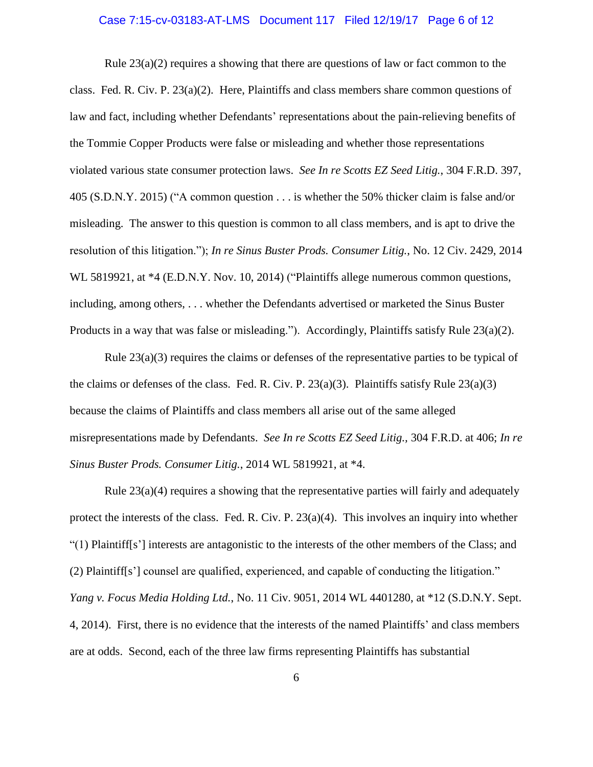Rule 23(a)(2) requires a showing that there are questions of law or fact common to the class. Fed. R. Civ. P. 23(a)(2). Here, Plaintiffs and class members share common questions of law and fact, including whether Defendants' representations about the pain-relieving benefits of the Tommie Copper Products were false or misleading and whether those representations violated various state consumer protection laws. *See In re Scotts EZ Seed Litig.*, 304 F.R.D. 397, 405 (S.D.N.Y. 2015) ("A common question . . . is whether the 50% thicker claim is false and/or misleading. The answer to this question is common to all class members, and is apt to drive the resolution of this litigation."); *In re Sinus Buster Prods. Consumer Litig.*, No. 12 Civ. 2429, 2014 WL 5819921, at *4 (E.D.N.Y. Nov. 10, 2014) ("Plaintiffs allege numerous common questions, including, among others, . . . whether the Defendants advertised or marketed the Sinus Buster Products in a way that was false or misleading."). Accordingly, Plaintiffs satisfy Rule 23(a)(2).

Rule 23(a)(3) requires the claims or defenses of the representative parties to be typical of the claims or defenses of the class. Fed. R. Civ. P. 23(a)(3). Plaintiffs satisfy Rule 23(a)(3) because the claims of Plaintiffs and class members all arise out of the same alleged misrepresentations made by Defendants. *See In re Scotts EZ Seed Litig.*, 304 F.R.D. at 406; *In re Sinus Buster Prods. Consumer Litig.*, 2014 WL 5819921, at *4.

Rule 23(a)(4) requires a showing that the representative parties will fairly and adequately protect the interests of the class. Fed. R. Civ. P. 23(a)(4). This involves an inquiry into whether "(1) Plaintiff[s'] interests are antagonistic to the interests of the other members of the Class; and (2) Plaintiff[s'] counsel are qualified, experienced, and capable of conducting the litigation." *Yang v. Focus Media Holding Ltd.*, No. 11 Civ. 9051, 2014 WL 4401280, at *12 (S.D.N.Y. Sept. 4, 2014). First, there is no evidence that the interests of the named Plaintiffs' and class members are at odds. Second, each of the three law firms representing Plaintiffs has substantial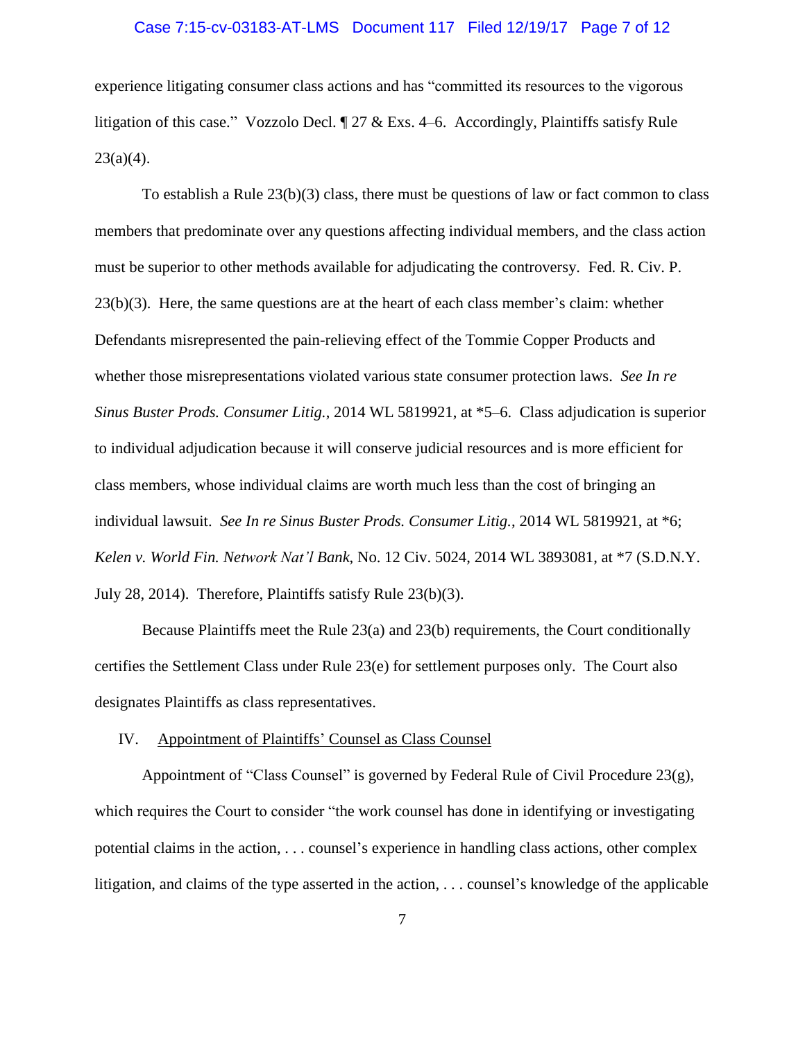experience litigating consumer class actions and has "committed its resources to the vigorous litigation of this case." Vozzolo Decl. ¶ 27 & Exs. 4–6. Accordingly, Plaintiffs satisfy Rule 23(a)(4).

To establish a Rule 23(b)(3) class, there must be questions of law or fact common to class members that predominate over any questions affecting individual members, and the class action must be superior to other methods available for adjudicating the controversy. Fed. R. Civ. P. 23(b)(3). Here, the same questions are at the heart of each class member's claim: whether Defendants misrepresented the pain-relieving effect of the Tommie Copper Products and whether those misrepresentations violated various state consumer protection laws. *See In re Sinus Buster Prods. Consumer Litig.*, 2014 WL 5819921, at *5–6. Class adjudication is superior to individual adjudication because it will conserve judicial resources and is more efficient for class members, whose individual claims are worth much less than the cost of bringing an individual lawsuit. *See In re Sinus Buster Prods. Consumer Litig.*, 2014 WL 5819921, at *6; *Kelen v. World Fin. Network Nat'l Bank*, No. 12 Civ. 5024, 2014 WL 3893081, at *7 (S.D.N.Y. July 28, 2014). Therefore, Plaintiffs satisfy Rule 23(b)(3).

Because Plaintiffs meet the Rule 23(a) and 23(b) requirements, the Court conditionally certifies the Settlement Class under Rule 23(e) for settlement purposes only. The Court also designates Plaintiffs as class representatives.

## IV. Appointment of Plaintiffs' Counsel as Class Counsel

Appointment of "Class Counsel" is governed by Federal Rule of Civil Procedure 23(g), which requires the Court to consider "the work counsel has done in identifying or investigating potential claims in the action, . . . counsel's experience in handling class actions, other complex litigation, and claims of the type asserted in the action, . . . counsel's knowledge of the applicable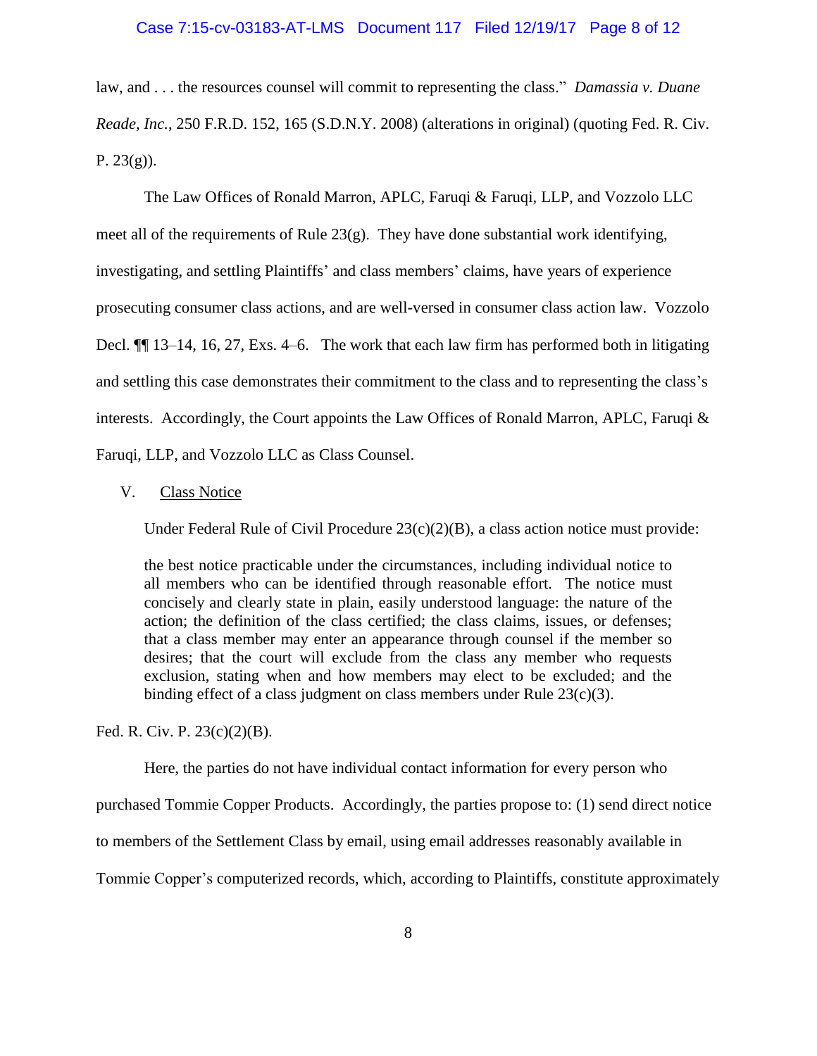law, and . . . the resources counsel will commit to representing the class." *Damassia v. Duane Reade, Inc.*, 250 F.R.D. 152, 165 (S.D.N.Y. 2008) (alterations in original) (quoting Fed. R. Civ. P. 23(g)).

The Law Offices of Ronald Marron, APLC, Faruqi & Faruqi, LLP, and Vozzolo LLC meet all of the requirements of Rule 23(g). They have done substantial work identifying, investigating, and settling Plaintiffs' and class members' claims, have years of experience prosecuting consumer class actions, and are well-versed in consumer class action law. Vozzolo Decl. ¶¶ 13–14, 16, 27, Exs. 4–6. The work that each law firm has performed both in litigating and settling this case demonstrates their commitment to the class and to representing the class's interests. Accordingly, the Court appoints the Law Offices of Ronald Marron, APLC, Faruqi & Faruqi, LLP, and Vozzolo LLC as Class Counsel.

## V. Class Notice

Under Federal Rule of Civil Procedure 23(c)(2)(B), a class action notice must provide:

> the best notice practicable under the circumstances, including individual notice to all members who can be identified through reasonable effort. The notice must concisely and clearly state in plain, easily understood language: the nature of the action; the definition of the class certified; the class claims, issues, or defenses; that a class member may enter an appearance through counsel if the member so desires; that the court will exclude from the class any member who requests exclusion, stating when and how members may elect to be excluded; and the binding effect of a class judgment on class members under Rule 23(c)(3).

Fed. R. Civ. P. 23(c)(2)(B).

Here, the parties do not have individual contact information for every person who purchased Tommie Copper Products. Accordingly, the parties propose to: (1) send direct notice to members of the Settlement Class by email, using email addresses reasonably available in Tommie Copper's computerized records, which, according to Plaintiffs, constitute approximately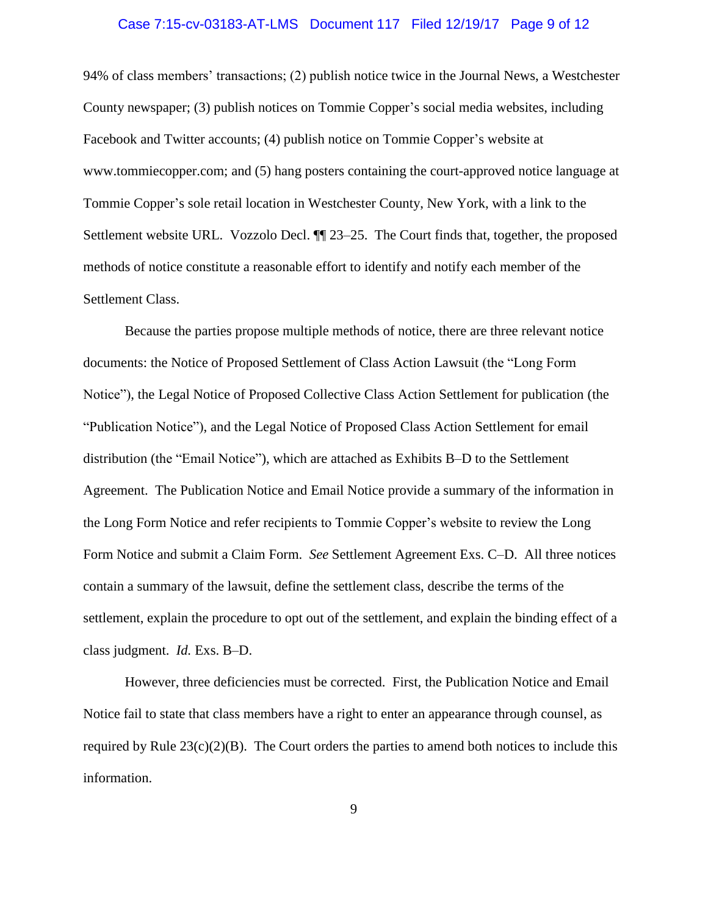94% of class members' transactions; (2) publish notice twice in the Journal News, a Westchester County newspaper; (3) publish notices on Tommie Copper's social media websites, including Facebook and Twitter accounts; (4) publish notice on Tommie Copper's website at www.tommiecopper.com; and (5) hang posters containing the court-approved notice language at Tommie Copper's sole retail location in Westchester County, New York, with a link to the Settlement website URL. Vozzolo Decl. ¶¶ 23–25. The Court finds that, together, the proposed methods of notice constitute a reasonable effort to identify and notify each member of the Settlement Class.

Because the parties propose multiple methods of notice, there are three relevant notice documents: the Notice of Proposed Settlement of Class Action Lawsuit (the "Long Form Notice"), the Legal Notice of Proposed Collective Class Action Settlement for publication (the "Publication Notice"), and the Legal Notice of Proposed Class Action Settlement for email distribution (the "Email Notice"), which are attached as Exhibits B–D to the Settlement Agreement. The Publication Notice and Email Notice provide a summary of the information in the Long Form Notice and refer recipients to Tommie Copper's website to review the Long Form Notice and submit a Claim Form. *See* Settlement Agreement Exs. C–D. All three notices contain a summary of the lawsuit, define the settlement class, describe the terms of the settlement, explain the procedure to opt out of the settlement, and explain the binding effect of a class judgment. *Id.* Exs. B–D.

However, three deficiencies must be corrected. First, the Publication Notice and Email Notice fail to state that class members have a right to enter an appearance through counsel, as required by Rule 23(c)(2)(B). The Court orders the parties to amend both notices to include this information.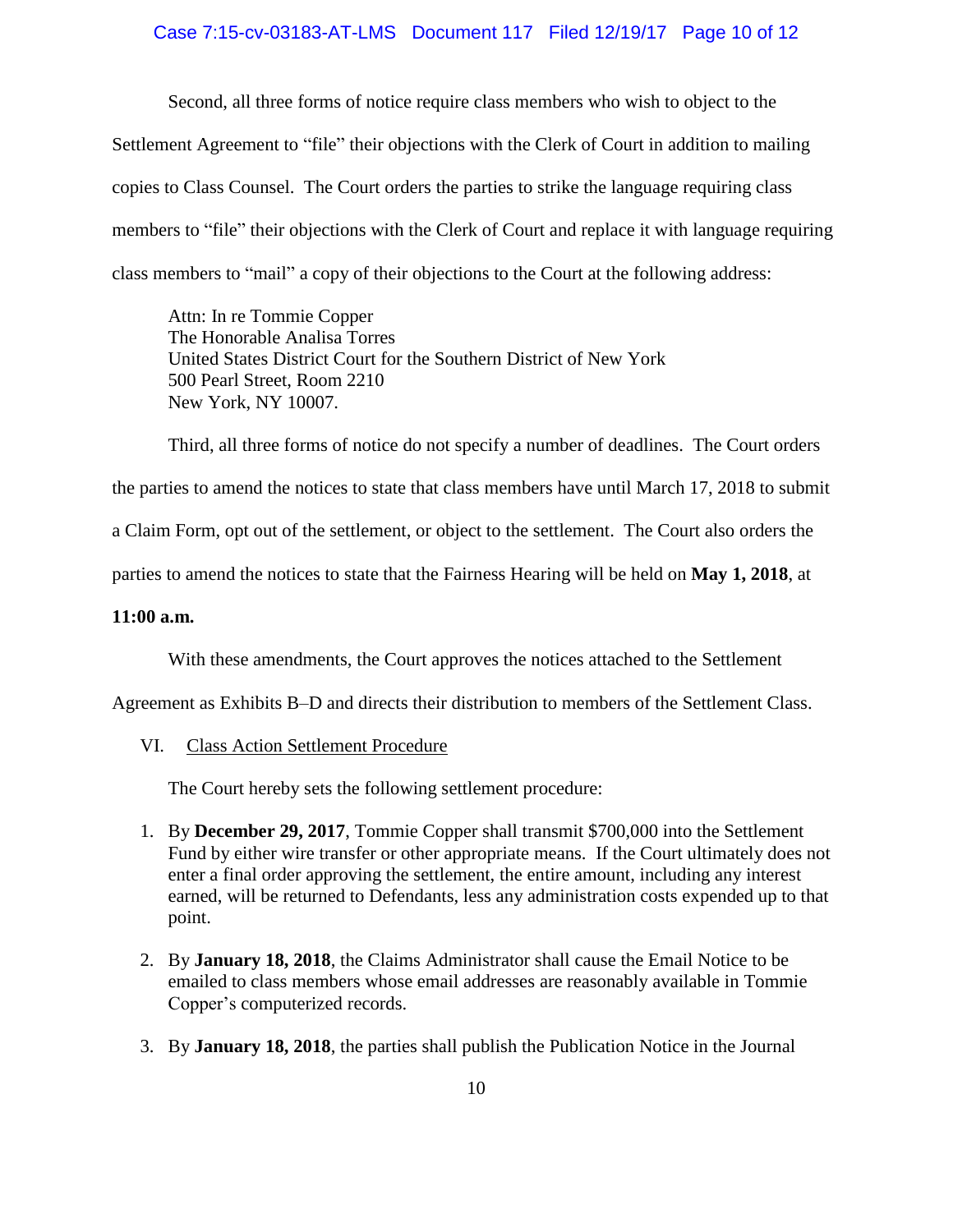Second, all three forms of notice require class members who wish to object to the Settlement Agreement to "file" their objections with the Clerk of Court in addition to mailing copies to Class Counsel. The Court orders the parties to strike the language requiring class members to "file" their objections with the Clerk of Court and replace it with language requiring class members to "mail" a copy of their objections to the Court at the following address:

> Attn: In re Tommie Copper
> The Honorable Analisa Torres
> United States District Court for the Southern District of New York
> 500 Pearl Street, Room 2210
> New York, NY 10007.

Third, all three forms of notice do not specify a number of deadlines. The Court orders the parties to amend the notices to state that class members have until March 17, 2018 to submit a Claim Form, opt out of the settlement, or object to the settlement. The Court also orders the parties to amend the notices to state that the Fairness Hearing will be held on **May 1, 2018**, at **11:00 a.m.**

With these amendments, the Court approves the notices attached to the Settlement Agreement as Exhibits B–D and directs their distribution to members of the Settlement Class.

VI. Class Action Settlement Procedure

The Court hereby sets the following settlement procedure:

1. By **December 29, 2017**, Tommie Copper shall transmit $700,000 into the Settlement Fund by either wire transfer or other appropriate means. If the Court ultimately does not enter a final order approving the settlement, the entire amount, including any interest earned, will be returned to Defendants, less any administration costs expended up to that point.

2. By **January 18, 2018**, the Claims Administrator shall cause the Email Notice to be emailed to class members whose email addresses are reasonably available in Tommie Copper's computerized records.

3. By **January 18, 2018**, the parties shall publish the Publication Notice in the Journal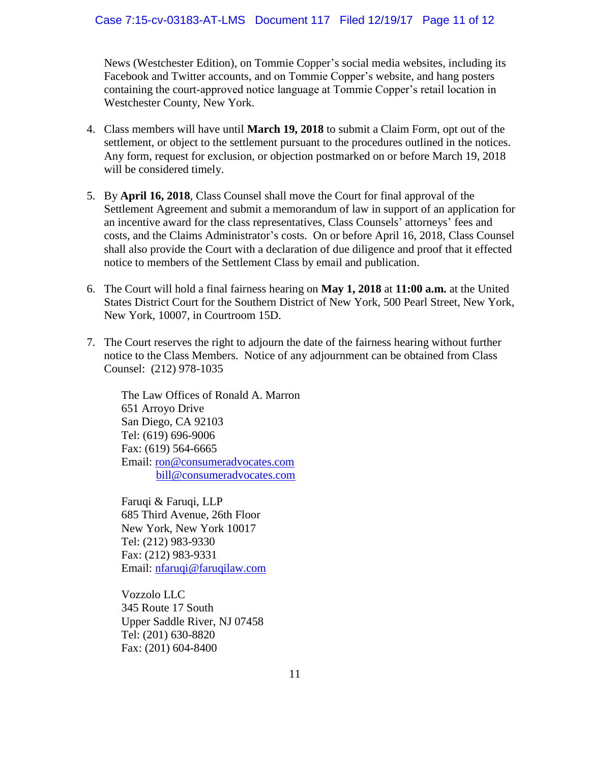News (Westchester Edition), on Tommie Copper's social media websites, including its Facebook and Twitter accounts, and on Tommie Copper's website, and hang posters containing the court-approved notice language at Tommie Copper's retail location in Westchester County, New York.

4. Class members will have until **March 19, 2018** to submit a Claim Form, opt out of the settlement, or object to the settlement pursuant to the procedures outlined in the notices. Any form, request for exclusion, or objection postmarked on or before March 19, 2018 will be considered timely.

5. By **April 16, 2018**, Class Counsel shall move the Court for final approval of the Settlement Agreement and submit a memorandum of law in support of an application for an incentive award for the class representatives, Class Counsels' attorneys' fees and costs, and the Claims Administrator's costs. On or before April 16, 2018, Class Counsel shall also provide the Court with a declaration of due diligence and proof that it effected notice to members of the Settlement Class by email and publication.

6. The Court will hold a final fairness hearing on **May 1, 2018** at **11:00 a.m.** at the United States District Court for the Southern District of New York, 500 Pearl Street, New York, New York, 10007, in Courtroom 15D.

7. The Court reserves the right to adjourn the date of the fairness hearing without further notice to the Class Members. Notice of any adjournment can be obtained from Class Counsel: (212) 978-1035

   The Law Offices of Ronald A. Marron
   651 Arroyo Drive
   San Diego, CA 92103
   Tel: (619) 696-9006
   Fax: (619) 564-6665
   Email: ron@consumeradvocates.com
   bill@consumeradvocates.com

   Faruqi & Faruqi, LLP
   685 Third Avenue, 26th Floor
   New York, New York 10017
   Tel: (212) 983-9330
   Fax: (212) 983-9331
   Email: nfaruqi@faruqilaw.com

   Vozzolo LLC
   345 Route 17 South
   Upper Saddle River, NJ 07458
   Tel: (201) 630-8820
   Fax: (201) 604-8400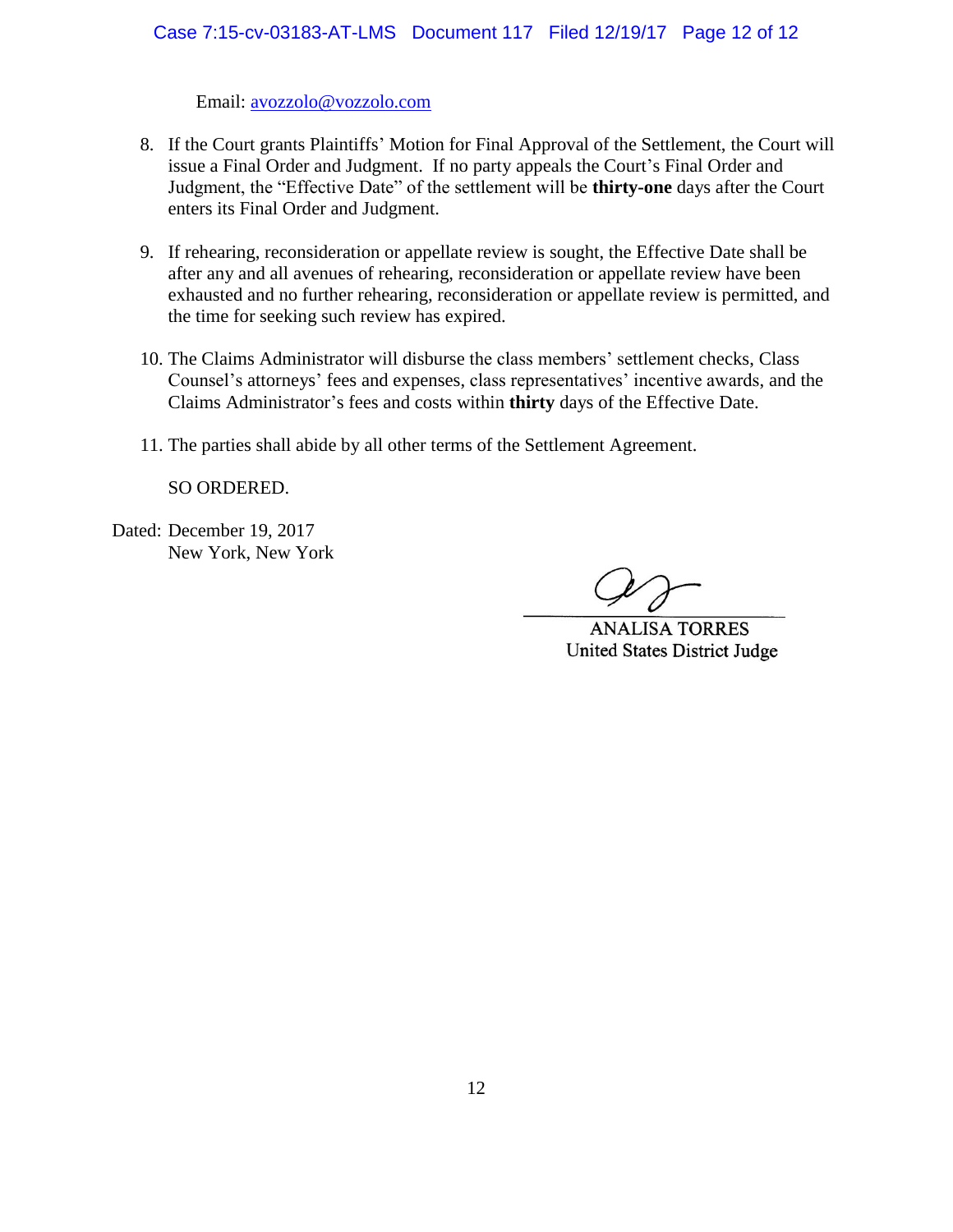Email: avozzolo@vozzolo.com

8. If the Court grants Plaintiffs' Motion for Final Approval of the Settlement, the Court will issue a Final Order and Judgment. If no party appeals the Court's Final Order and Judgment, the "Effective Date" of the settlement will be **thirty-one** days after the Court enters its Final Order and Judgment.

9. If rehearing, reconsideration or appellate review is sought, the Effective Date shall be after any and all avenues of rehearing, reconsideration or appellate review have been exhausted and no further rehearing, reconsideration or appellate review is permitted, and the time for seeking such review has expired.

10. The Claims Administrator will disburse the class members' settlement checks, Class Counsel's attorneys' fees and expenses, class representatives' incentive awards, and the Claims Administrator's fees and costs within **thirty** days of the Effective Date.

11. The parties shall abide by all other terms of the Settlement Agreement.

SO ORDERED.

Dated: December 19, 2017
New York, New York

ANALISA TORRES
United States District Judge